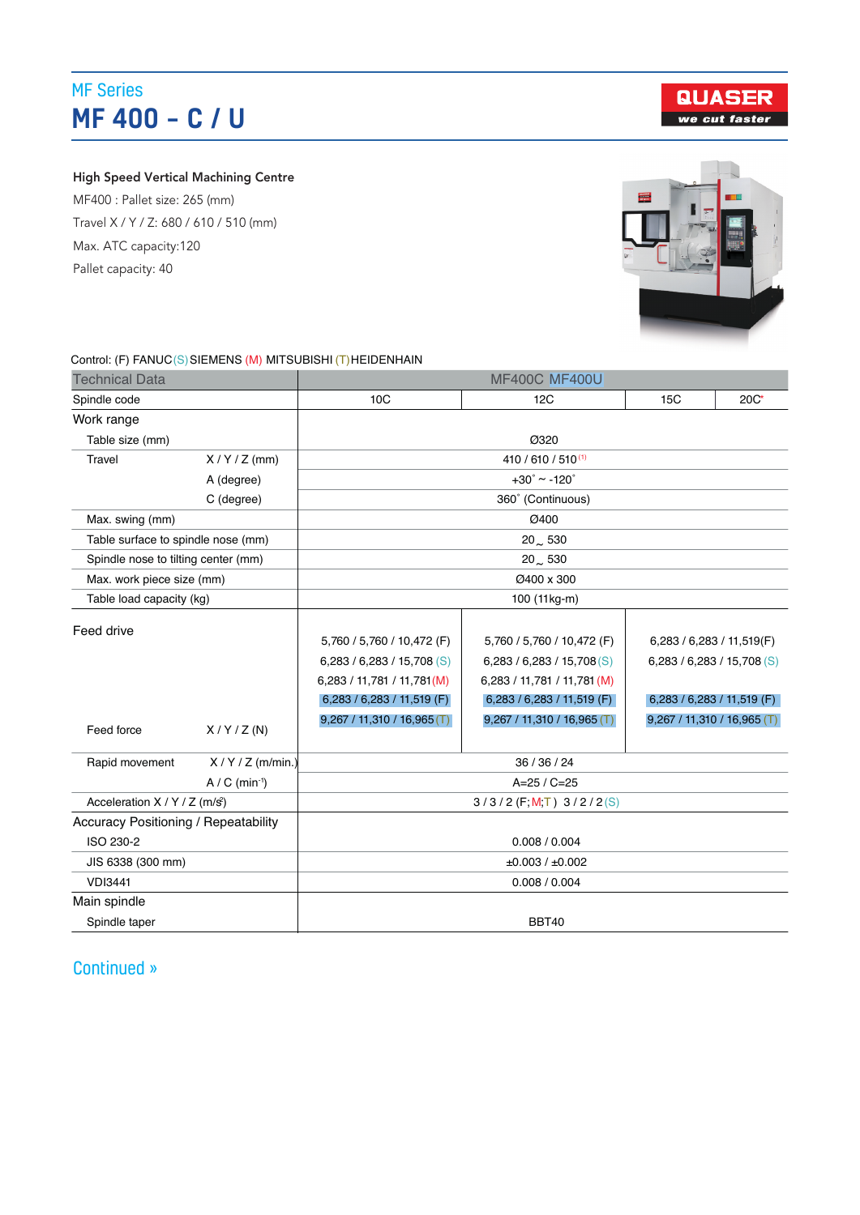MF Series

# MF 400 - C / U

QUASER
we cut faster

**High Speed Vertical Machining Centre**

MF400 : Pallet size: 265 (mm)

Travel X / Y / Z: 680 / 610 / 510 (mm)

Max. ATC capacity:120

Pallet capacity: 40

Control: (F) FANUC (S) SIEMENS (M) MITSUBISHI (T) HEIDENHAIN

| Technical Data | | MF400C MF400U | | | |
|---|---|---|---|---|---|
| Spindle code | | 10C | 12C | 15C | 20C* |
| Work range | | | | | |
| Table size (mm) | | Ø320 | | | |
| Travel | X / Y / Z (mm) | 410 / 610 / 510 [(1)] | | | |
| | A (degree) | +30˚ ~ -120˚ | | | |
| | C (degree) | 360˚ (Continuous) | | | |
| Max. swing (mm) | | Ø400 | | | |
| Table surface to spindle nose (mm) | | 20 ~ 530 | | | |
| Spindle nose to tilting center (mm) | | 20 ~ 530 | | | |
| Max. work piece size (mm) | | Ø400 x 300 | | | |
| Table load capacity (kg) | | 100 (11kg-m) | | | |
| Feed drive | | | | | |
| Feed force | X / Y / Z (N) | 5,760 / 5,760 / 10,472 (F)<br>6,283 / 6,283 / 15,708 (S)<br>6,283 / 11,781 / 11,781 (M)<br>6,283 / 6,283 / 11,519 (F)<br>9,267 / 11,310 / 16,965 (T) | 5,760 / 5,760 / 10,472 (F)<br>6,283 / 6,283 / 15,708 (S)<br>6,283 / 11,781 / 11,781 (M)<br>6,283 / 6,283 / 11,519 (F)<br>9,267 / 11,310 / 16,965 (T) | 6,283 / 6,283 / 11,519(F)<br>6,283 / 6,283 / 15,708 (S)<br>6,283 / 6,283 / 11,519 (F)<br>9,267 / 11,310 / 16,965 (T) | |
| Rapid movement | X / Y / Z (m/min.) | 36 / 36 / 24 | | | |
| | A / C (min⁻¹) | A=25 / C=25 | | | |
| Acceleration X / Y / Z (m/s²) | | 3 / 3 / 2 (F; M; T) 3 / 2 / 2 (S) | | | |
| Accuracy Positioning / Repeatability | | | | | |
| ISO 230-2 | | 0.008 / 0.004 | | | |
| JIS 6338 (300 mm) | | ±0.003 / ±0.002 | | | |
| VDI3441 | | 0.008 / 0.004 | | | |
| Main spindle | | | | | |
| Spindle taper | | BBT40 | | | |

Continued »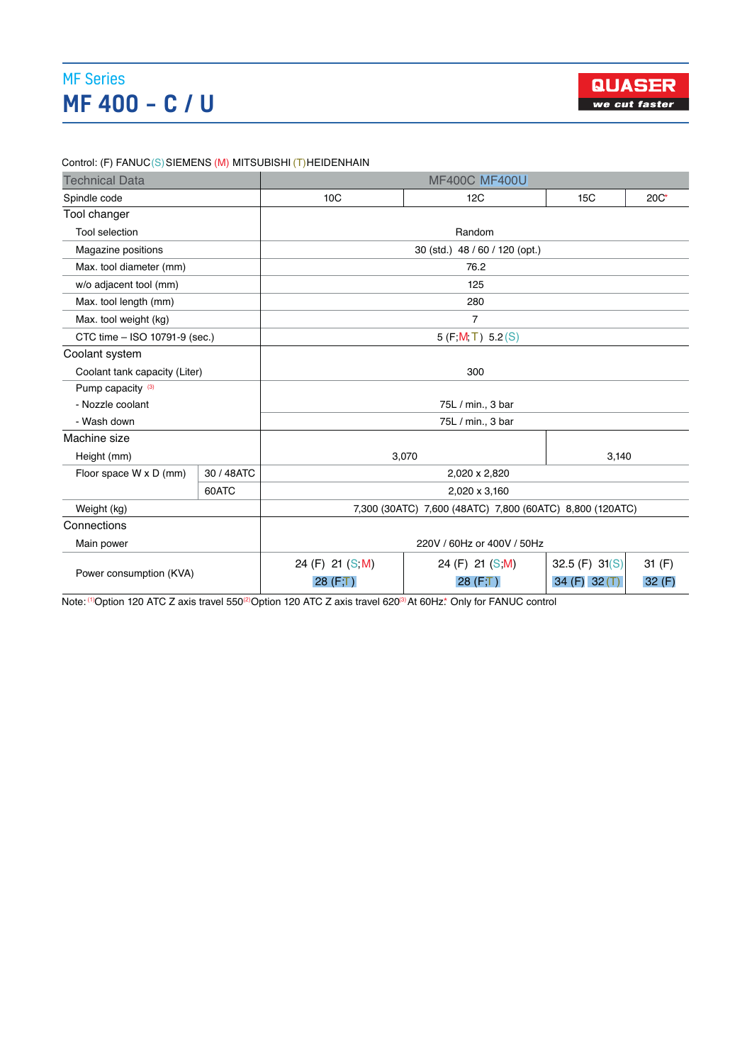## MF Series

# MF 400 – C / U

QUASER
we cut faster

Control: (F) FANUC (S) SIEMENS (M) MITSUBISHI (T) HEIDENHAIN

| Technical Data | | MF400C MF400U | | | |
|---|---|---|---|---|---|
| Spindle code | | 10C | 12C | 15C | 20C* |
| **Tool changer** | | | | | |
| Tool selection | | Random | | | |
| Magazine positions | | 30 (std.) 48 / 60 / 120 (opt.) | | | |
| Max. tool diameter (mm) | | 76.2 | | | |
| w/o adjacent tool (mm) | | 125 | | | |
| Max. tool length (mm) | | 280 | | | |
| Max. tool weight (kg) | | 7 | | | |
| CTC time – ISO 10791-9 (sec.) | | 5 (F;M;T) 5.2 (S) | | | |
| **Coolant system** | | | | | |
| Coolant tank capacity (Liter) | | 300 | | | |
| Pump capacity [3] | | | | | |
| - Nozzle coolant | | 75L / min., 3 bar | | | |
| - Wash down | | 75L / min., 3 bar | | | |
| **Machine size** | | | | | |
| Height (mm) | | 3,070 | | 3,140 | |
| Floor space W x D (mm) | 30 / 48ATC | 2,020 x 2,820 | | | |
| | 60ATC | 2,020 x 3,160 | | | |
| Weight (kg) | | 7,300 (30ATC) 7,600 (48ATC) 7,800 (60ATC) 8,800 (120ATC) | | | |
| **Connections** | | | | | |
| Main power | | 220V / 60Hz or 400V / 50Hz | | | |
| Power consumption (KVA) | | 24 (F) 21 (S;M) 28 (F;T) | 24 (F) 21 (S;M) 28 (F;T) | 32.5 (F) 31(S) 34 (F) 32 (T) | 31 (F) 32 (F) |

Note: [1] Option 120 ATC Z axis travel 550 [2] Option 120 ATC Z axis travel 620 [3] At 60Hz * Only for FANUC control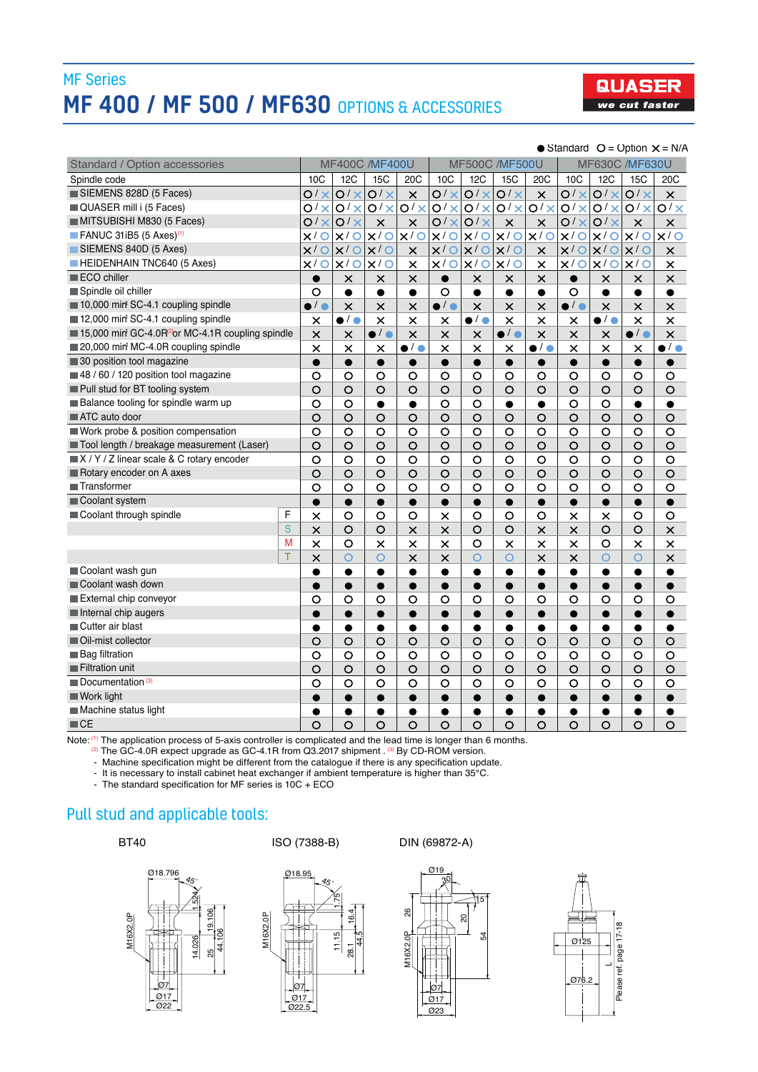MF Series

# MF 400 / MF 500 / MF630 OPTIONS & ACCESSORIES

QUASER we cut faster

● Standard  ○ = Option  × = N/A

| Standard / Option accessories | | MF400C /MF400U | | | | MF500C /MF500U | | | | MF630C /MF630U | | | |
|---|---|---|---|---|---|---|---|---|---|---|---|---|---|
| Spindle code | | 10C | 12C | 15C | 20C | 10C | 12C | 15C | 20C | 10C | 12C | 15C | 20C |
| SIEMENS 828D (5 Faces) | | ○/× | ○/× | ○/× | × | ○/× | ○/× | ○/× | × | ○/× | ○/× | ○/× | × |
| QUASER mill i (5 Faces) | | ○/× | ○/× | ○/× | ○/× | ○/× | ○/× | ○/× | ○/× | ○/× | ○/× | ○/× | ○/× |
| MITSUBISHI M830 (5 Faces) | | ○/× | ○/× | × | × | ○/× | ○/× | × | × | ○/× | ○/× | × | × |
| FANUC 31iB5 (5 Axes)[1] | | ×/○ | ×/○ | ×/○ | ×/○ | ×/○ | ×/○ | ×/○ | ×/○ | ×/○ | ×/○ | ×/○ | ×/○ |
| SIEMENS 840D (5 Axes) | | ×/○ | ×/○ | ×/○ | × | ×/○ | ×/○ | ×/○ | × | ×/○ | ×/○ | ×/○ | × |
| HEIDENHAIN TNC640 (5 Axes) | | ×/○ | ×/○ | ×/○ | × | ×/○ | ×/○ | ×/○ | × | ×/○ | ×/○ | ×/○ | × |
| ECO chiller | | ● | × | × | × | ● | × | × | × | ● | × | × | × |
| Spindle oil chiller | | ○ | ● | ● | ● | ○ | ● | ● | ● | ○ | ● | ● | ● |
| 10,000 min⁻¹ SC-4.1 coupling spindle | | ●/● | × | × | × | ●/● | × | × | × | ●/● | × | × | × |
| 12,000 min⁻¹ SC-4.1 coupling spindle | | × | ●/● | × | × | × | ●/● | × | × | × | ●/● | × | × |
| 15,000 min⁻¹ GC-4.0R[2] or MC-4.1R coupling spindle | | × | × | ●/● | × | × | × | ●/● | × | × | × | ●/● | × |
| 20,000 min⁻¹ MC-4.0R coupling spindle | | × | × | × | ●/● | × | × | × | ●/● | × | × | × | ●/● |
| 30 position tool magazine | | ● | ● | ● | ● | ● | ● | ● | ● | ● | ● | ● | ● |
| 48 / 60 / 120 position tool magazine | | ○ | ○ | ○ | ○ | ○ | ○ | ○ | ○ | ○ | ○ | ○ | ○ |
| Pull stud for BT tooling system | | ○ | ○ | ○ | ○ | ○ | ○ | ○ | ○ | ○ | ○ | ○ | ○ |
| Balance tooling for spindle warm up | | ○ | ○ | ● | ● | ○ | ○ | ● | ● | ○ | ○ | ● | ● |
| ATC auto door | | ○ | ○ | ○ | ○ | ○ | ○ | ○ | ○ | ○ | ○ | ○ | ○ |
| Work probe & position compensation | | ○ | ○ | ○ | ○ | ○ | ○ | ○ | ○ | ○ | ○ | ○ | ○ |
| Tool length / breakage measurement (Laser) | | ○ | ○ | ○ | ○ | ○ | ○ | ○ | ○ | ○ | ○ | ○ | ○ |
| X / Y / Z linear scale & C rotary encoder | | ○ | ○ | ○ | ○ | ○ | ○ | ○ | ○ | ○ | ○ | ○ | ○ |
| Rotary encoder on A axes | | ○ | ○ | ○ | ○ | ○ | ○ | ○ | ○ | ○ | ○ | ○ | ○ |
| Transformer | | ○ | ○ | ○ | ○ | ○ | ○ | ○ | ○ | ○ | ○ | ○ | ○ |
| Coolant system | | ● | ● | ● | ● | ● | ● | ● | ● | ● | ● | ● | ● |
| Coolant through spindle | F | × | ○ | ○ | ○ | × | ○ | ○ | ○ | × | × | ○ | ○ |
| | S | × | ○ | ○ | × | × | ○ | ○ | × | × | ○ | ○ | × |
| | M | × | ○ | × | × | × | ○ | × | × | × | ○ | × | × |
| | T | × | ○ | ○ | × | × | ○ | ○ | × | × | ○ | ○ | × |
| Coolant wash gun | | ● | ● | ● | ● | ● | ● | ● | ● | ● | ● | ● | ● |
| Coolant wash down | | ● | ● | ● | ● | ● | ● | ● | ● | ● | ● | ● | ● |
| External chip conveyor | | ○ | ○ | ○ | ○ | ○ | ○ | ○ | ○ | ○ | ○ | ○ | ○ |
| Internal chip augers | | ● | ● | ● | ● | ● | ● | ● | ● | ● | ● | ● | ● |
| Cutter air blast | | ● | ● | ● | ● | ● | ● | ● | ● | ● | ● | ● | ● |
| Oil-mist collector | | ○ | ○ | ○ | ○ | ○ | ○ | ○ | ○ | ○ | ○ | ○ | ○ |
| Bag filtration | | ○ | ○ | ○ | ○ | ○ | ○ | ○ | ○ | ○ | ○ | ○ | ○ |
| Filtration unit | | ○ | ○ | ○ | ○ | ○ | ○ | ○ | ○ | ○ | ○ | ○ | ○ |
| Documentation[3] | | ○ | ○ | ○ | ○ | ○ | ○ | ○ | ○ | ○ | ○ | ○ | ○ |
| Work light | | ● | ● | ● | ● | ● | ● | ● | ● | ● | ● | ● | ● |
| Machine status light | | ● | ● | ● | ● | ● | ● | ● | ● | ● | ● | ● | ● |
| CE | | ○ | ○ | ○ | ○ | ○ | ○ | ○ | ○ | ○ | ○ | ○ | ○ |

Note: [1] The application process of 5-axis controller is complicated and the lead time is longer than 6 months.
[2] The GC-4.0R expect upgrade as GC-4.1R from Q3.2017 shipment . [3] By CD-ROM version.
- Machine specification might be different from the catalogue if there is any specification update.
- It is necessary to install cabinet heat exchanger if ambient temperature is higher than 35°C.
- The standard specification for MF series is 10C + ECO

## Pull stud and applicable tools:

BT40 — Ø18.796, 45°, 1.524, M16X2.0P, 19.106, 14.026, 25, 44.106, Ø7, Ø17, Ø22

ISO (7388-B) — Ø18.95, 45°, 1.75, M16X2.0P, 16.4, 11.15, 28.1, 44.5, Ø7, Ø17, Ø22.5

DIN (69872-A) — Ø19, 30°, 15°, 26, 20, M16X2.0P, 54, Ø7, Ø17, Ø23

Ø125, Ø76.2, Please ref. page 17-18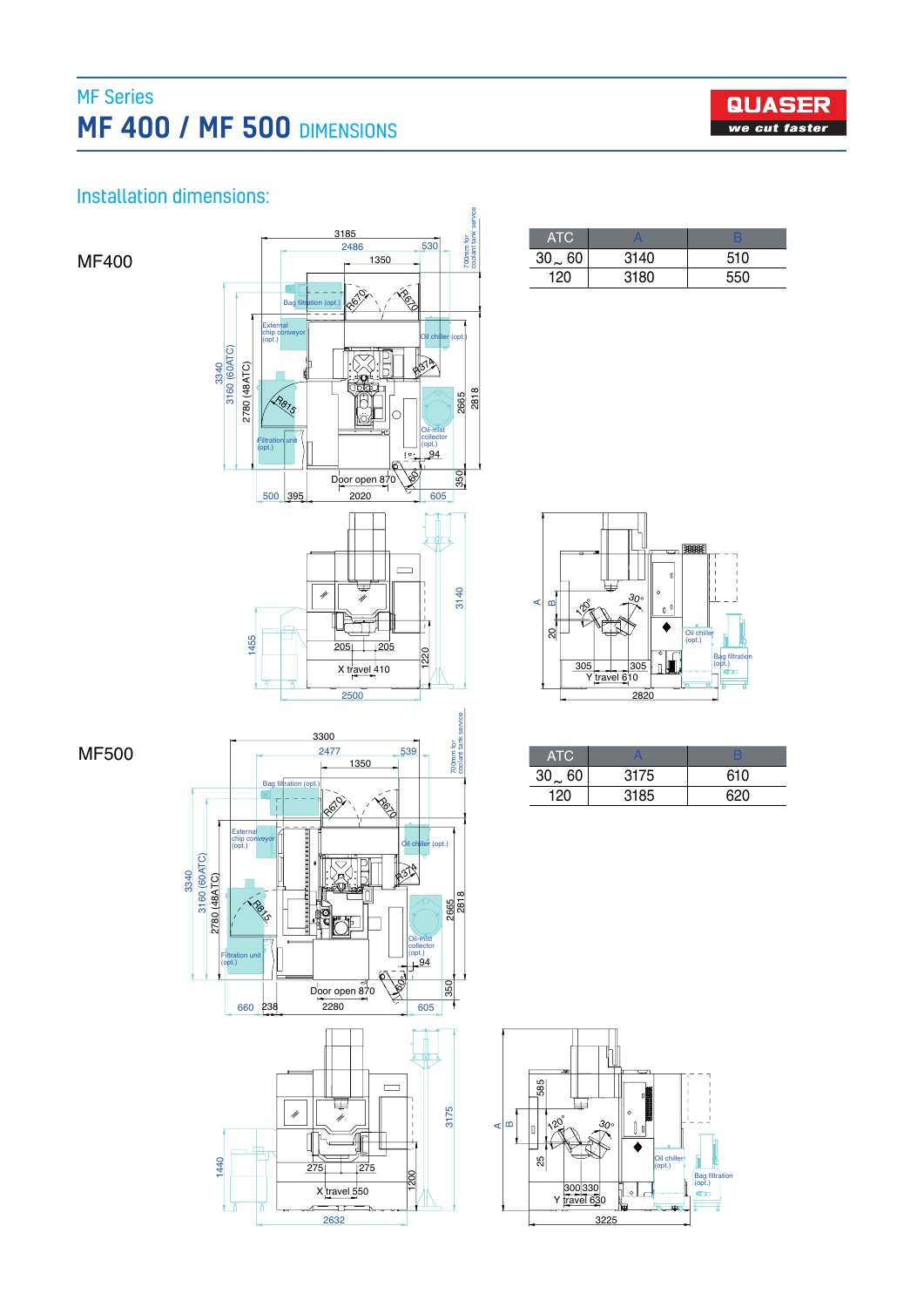MF Series

# MF 400 / MF 500 DIMENSIONS

## Installation dimensions:

### MF400

| ATC | A | B |
|---|---|---|
| 30 ~ 60 | 3140 | 510 |
| 120 | 3180 | 550 |

### MF500

| ATC | A | B |
|---|---|---|
| 30 ~ 60 | 3175 | 610 |
| 120 | 3185 | 620 |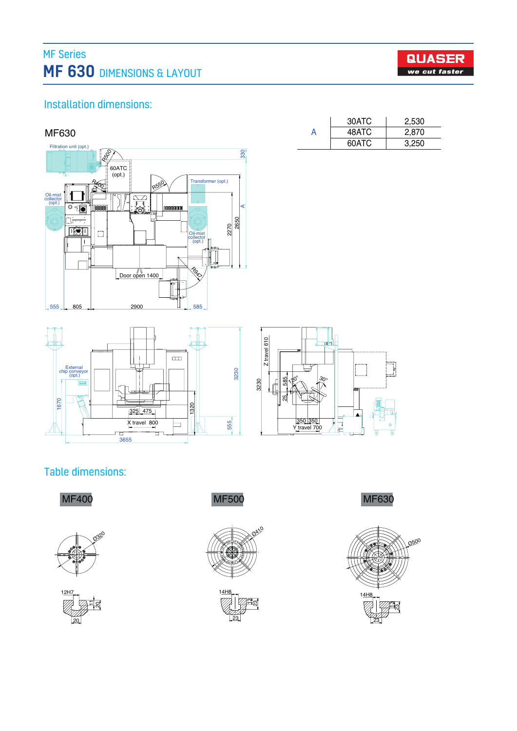MF Series

# MF 630 DIMENSIONS & LAYOUT

QUASER
we cut faster

## Installation dimensions:

MF630

| | | |
|---|---|---|
| A | 30ATC | 2,530 |
| | 48ATC | 2,870 |
| | 60ATC | 3,250 |

Filtration unit (opt.)
R500
60ATC (opt.)
330
R400
R550
Transformer (opt.)
Oil-mist collector (opt.)
Oil-mist collector (opt.)
A
2270
2650
R947
Door open 1400
555
805
2900
585

External chip conveyor (opt.)
1670
325
475
1320
X travel 800
3230
555
3655

Z travel 610
3230
585
25
120°
30°
350
350
Y travel 700

## Table dimensions:

MF400

Ø320
12H7
11
20
20

MF500

Ø410
14H8
13
23
23

MF630

Ø500
14H8
13
23
23